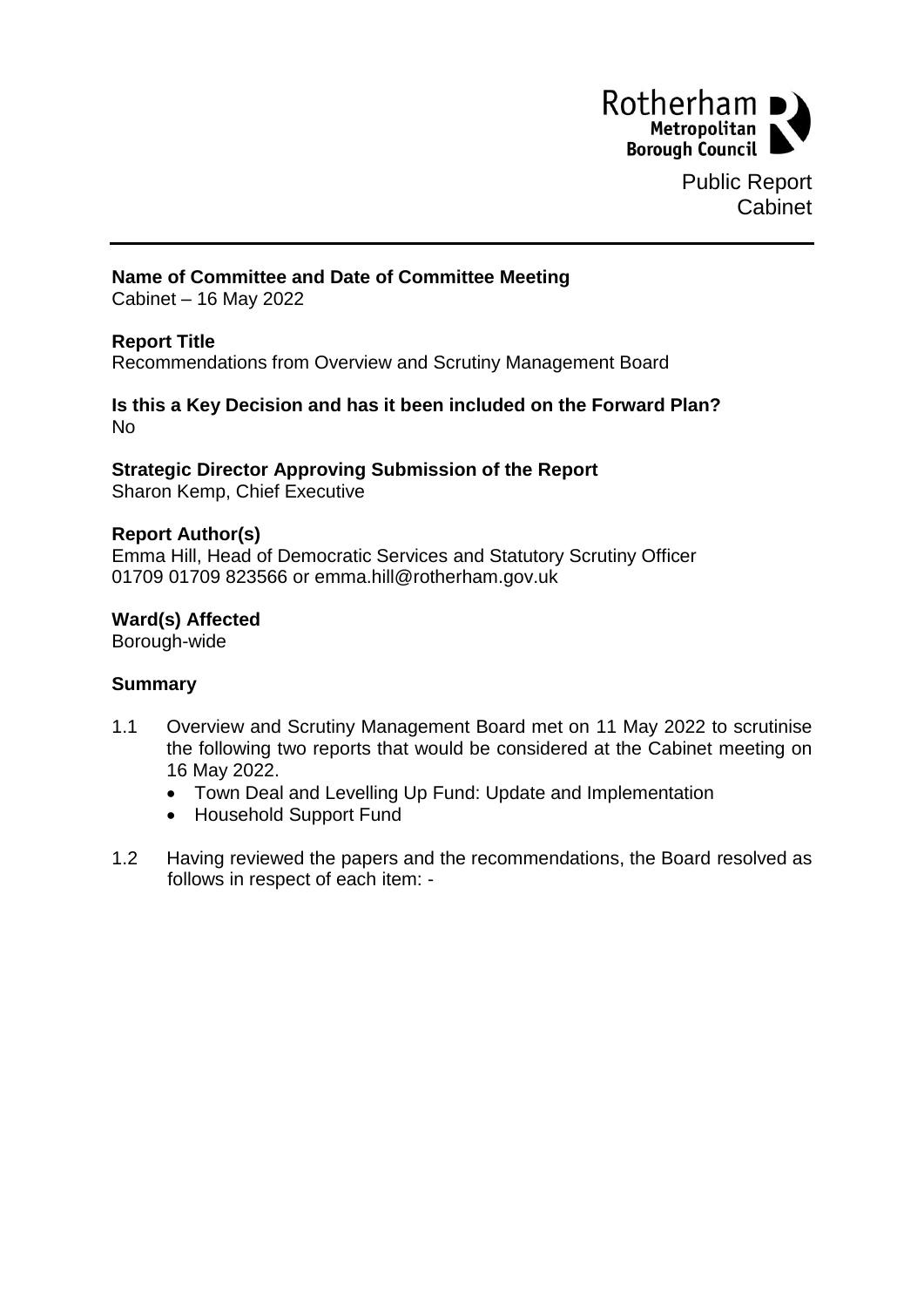Rotherham Metropolitan Borough Council

Public Report
Cabinet

**Name of Committee and Date of Committee Meeting**
Cabinet – 16 May 2022

**Report Title**
Recommendations from Overview and Scrutiny Management Board

**Is this a Key Decision and has it been included on the Forward Plan?**
No

**Strategic Director Approving Submission of the Report**
Sharon Kemp, Chief Executive

**Report Author(s)**
Emma Hill, Head of Democratic Services and Statutory Scrutiny Officer
01709 01709 823566 or emma.hill@rotherham.gov.uk

**Ward(s) Affected**
Borough-wide

**Summary**

1.1 Overview and Scrutiny Management Board met on 11 May 2022 to scrutinise the following two reports that would be considered at the Cabinet meeting on 16 May 2022.
- Town Deal and Levelling Up Fund: Update and Implementation
- Household Support Fund

1.2 Having reviewed the papers and the recommendations, the Board resolved as follows in respect of each item: -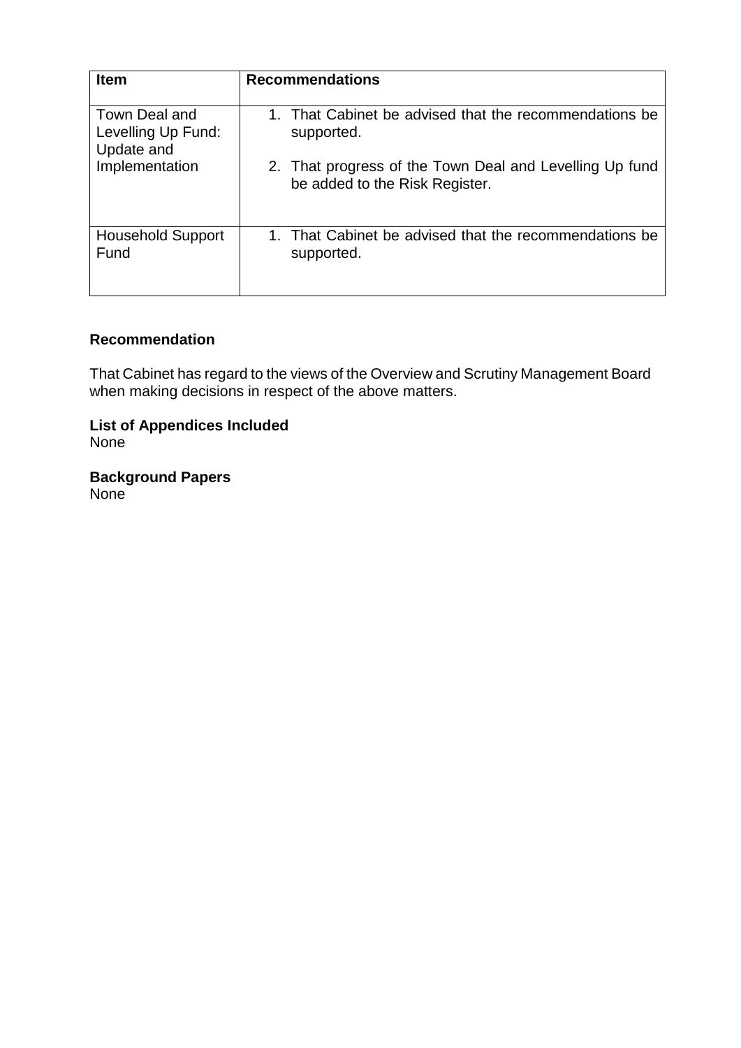| Item | Recommendations |
|---|---|
| Town Deal and Levelling Up Fund: Update and Implementation | 1. That Cabinet be advised that the recommendations be supported.<br>2. That progress of the Town Deal and Levelling Up fund be added to the Risk Register. |
| Household Support Fund | 1. That Cabinet be advised that the recommendations be supported. |

**Recommendation**

That Cabinet has regard to the views of the Overview and Scrutiny Management Board when making decisions in respect of the above matters.

**List of Appendices Included**
None

**Background Papers**
None